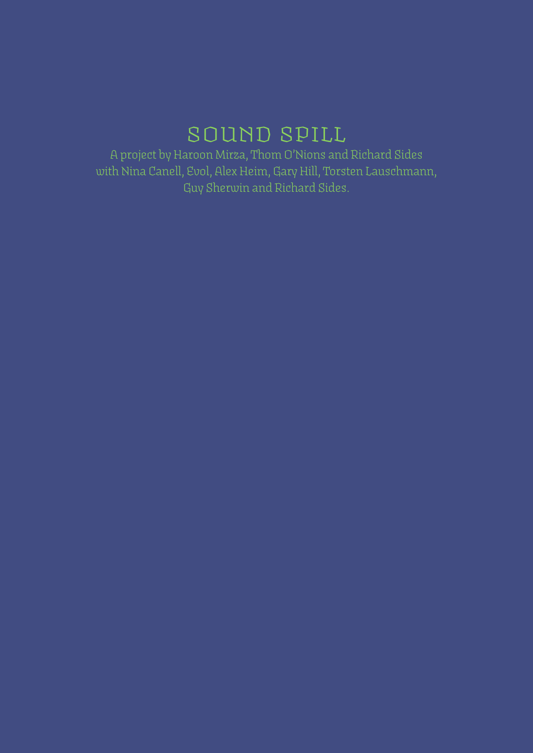# SOUND SPILL

A project by Haroon Mirza, Thom O'Nions and Richard Sides
with Nina Canell, Evol, Alex Heim, Gary Hill, Torsten Lauschmann,
Guy Sherwin and Richard Sides.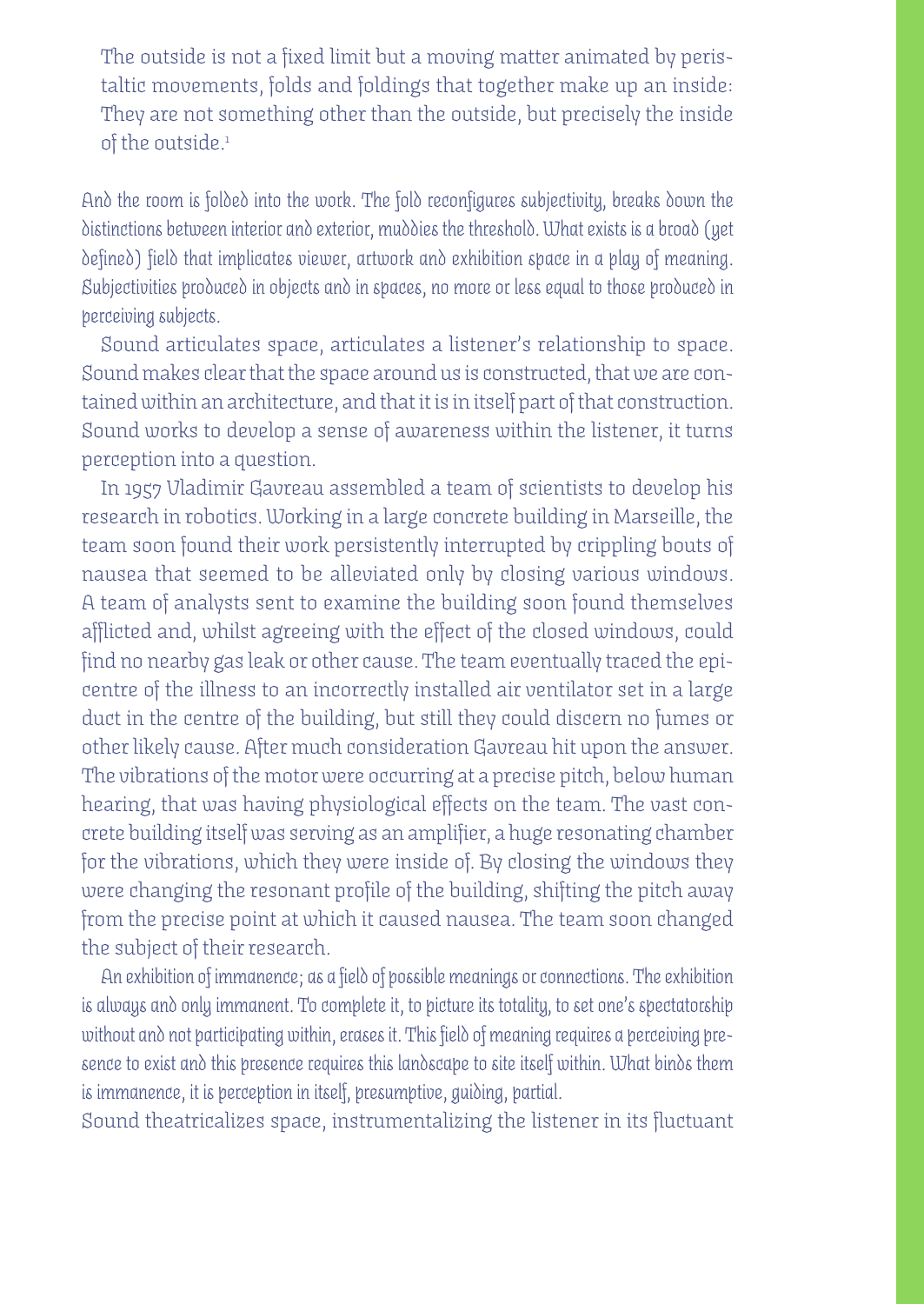> The outside is not a fixed limit but a moving matter animated by peristaltic movements, folds and foldings that together make up an inside: They are not something other than the outside, but precisely the inside of the outside.[1]

*And the room is folded into the work. The fold reconfigures subjectivity, breaks down the distinctions between interior and exterior, muddies the threshold. What exists is a broad (yet defined) field that implicates viewer, artwork and exhibition space in a play of meaning. Subjectivities produced in objects and in spaces, no more or less equal to those produced in perceiving subjects.*

Sound articulates space, articulates a listener's relationship to space. Sound makes clear that the space around us is constructed, that we are contained within an architecture, and that it is in itself part of that construction. Sound works to develop a sense of awareness within the listener, it turns perception into a question.

In 1957 Vladimir Gavreau assembled a team of scientists to develop his research in robotics. Working in a large concrete building in Marseille, the team soon found their work persistently interrupted by crippling bouts of nausea that seemed to be alleviated only by closing various windows. A team of analysts sent to examine the building soon found themselves afflicted and, whilst agreeing with the effect of the closed windows, could find no nearby gas leak or other cause. The team eventually traced the epicentre of the illness to an incorrectly installed air ventilator set in a large duct in the centre of the building, but still they could discern no fumes or other likely cause. After much consideration Gavreau hit upon the answer. The vibrations of the motor were occurring at a precise pitch, below human hearing, that was having physiological effects on the team. The vast concrete building itself was serving as an amplifier, a huge resonating chamber for the vibrations, which they were inside of. By closing the windows they were changing the resonant profile of the building, shifting the pitch away from the precise point at which it caused nausea. The team soon changed the subject of their research.

*An exhibition of immanence; as a field of possible meanings or connections. The exhibition is always and only immanent. To complete it, to picture its totality, to set one's spectatorship without and not participating within, erases it. This field of meaning requires a perceiving presence to exist and this presence requires this landscape to site itself within. What binds them is immanence, it is perception in itself, presumptive, guiding, partial.*

Sound theatricalizes space, instrumentalizing the listener in its fluctuant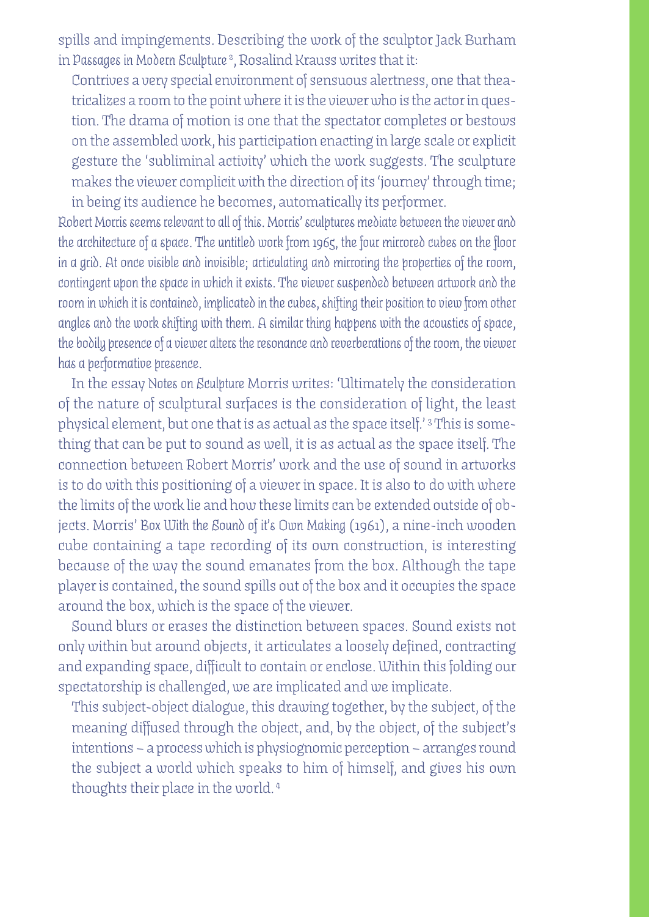spills and impingements. Describing the work of the sculptor Jack Burham in *Passages in Modern Sculpture* [2], Rosalind Krauss writes that it:

> Contrives a very special environment of sensuous alertness, one that theatricalizes a room to the point where it is the viewer who is the actor in question. The drama of motion is one that the spectator completes or bestows on the assembled work, his participation enacting in large scale or explicit gesture the 'subliminal activity' which the work suggests. The sculpture makes the viewer complicit with the direction of its 'journey' through time; in being its audience he becomes, automatically its performer.

Robert Morris seems relevant to all of this. Morris' sculptures mediate between the viewer and the architecture of a space. The untitled work from 1965, the four mirrored cubes on the floor in a grid. At once visible and invisible; articulating and mirroring the properties of the room, contingent upon the space in which it exists. The viewer suspended between artwork and the room in which it is contained, implicated in the cubes, shifting their position to view from other angles and the work shifting with them. A similar thing happens with the acoustics of space, the bodily presence of a viewer alters the resonance and reverberations of the room, the viewer has a performative presence.

In the essay *Notes on Sculpture* Morris writes: 'Ultimately the consideration of the nature of sculptural surfaces is the consideration of light, the least physical element, but one that is as actual as the space itself.' [3] This is something that can be put to sound as well, it is as actual as the space itself. The connection between Robert Morris' work and the use of sound in artworks is to do with this positioning of a viewer in space. It is also to do with where the limits of the work lie and how these limits can be extended outside of objects. Morris' *Box With the Sound of it's Own Making* (1961), a nine-inch wooden cube containing a tape recording of its own construction, is interesting because of the way the sound emanates from the box. Although the tape player is contained, the sound spills out of the box and it occupies the space around the box, which is the space of the viewer.

Sound blurs or erases the distinction between spaces. Sound exists not only within but around objects, it articulates a loosely defined, contracting and expanding space, difficult to contain or enclose. Within this folding our spectatorship is challenged, we are implicated and we implicate.

> This subject-object dialogue, this drawing together, by the subject, of the meaning diffused through the object, and, by the object, of the subject's intentions – a process which is physiognomic perception – arranges round the subject a world which speaks to him of himself, and gives his own thoughts their place in the world. [4]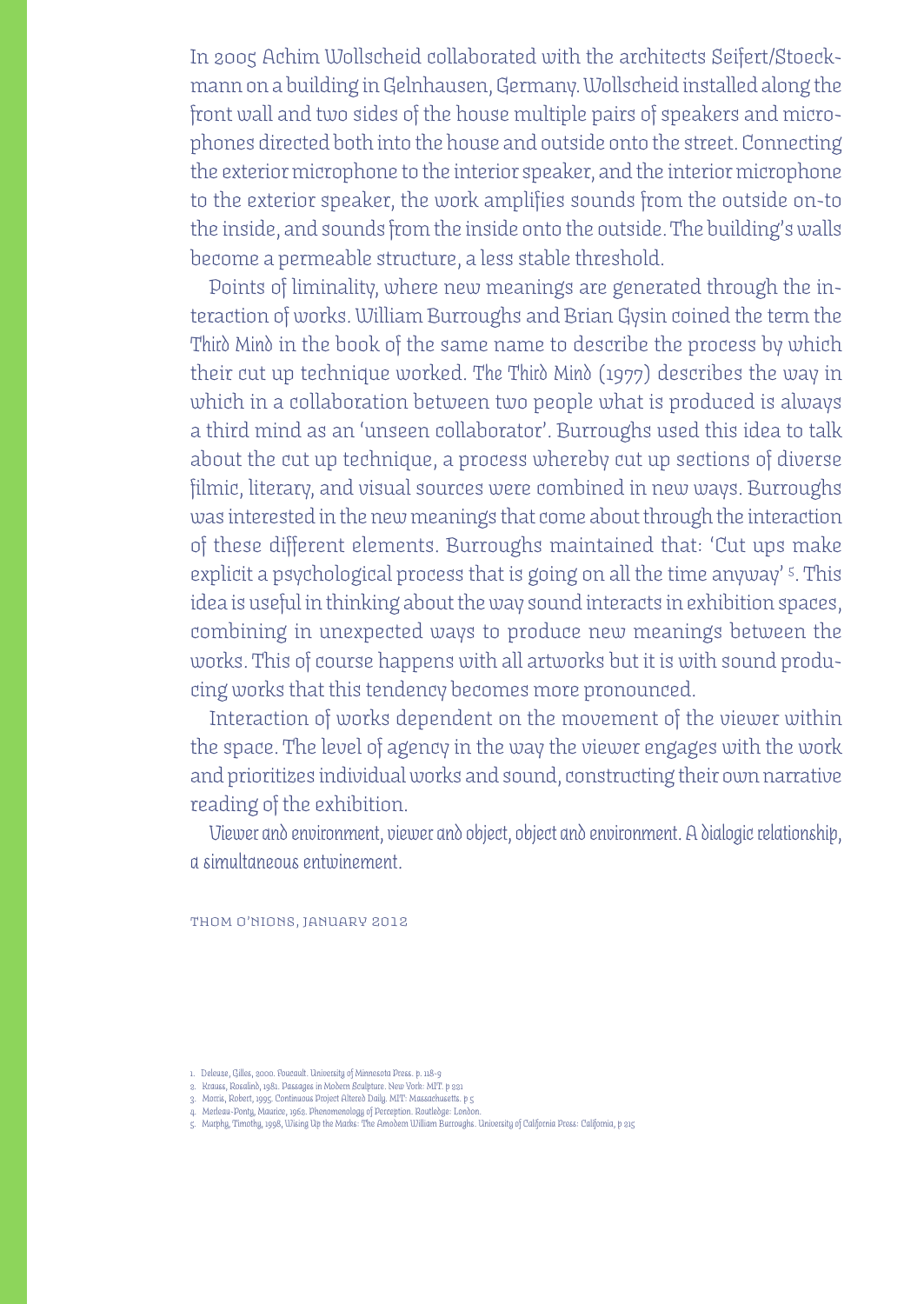In 2005 Achim Wollscheid collaborated with the architects Seifert/Stoeckmann on a building in Gelnhausen, Germany. Wollscheid installed along the front wall and two sides of the house multiple pairs of speakers and microphones directed both into the house and outside onto the street. Connecting the exterior microphone to the interior speaker, and the interior microphone to the exterior speaker, the work amplifies sounds from the outside on-to the inside, and sounds from the inside onto the outside. The building's walls become a permeable structure, a less stable threshold.

Points of liminality, where new meanings are generated through the interaction of works. William Burroughs and Brian Gysin coined the term the *Third Mind* in the book of the same name to describe the process by which their cut up technique worked. *The Third Mind* (1977) describes the way in which in a collaboration between two people what is produced is always a third mind as an 'unseen collaborator'. Burroughs used this idea to talk about the cut up technique, a process whereby cut up sections of diverse filmic, literary, and visual sources were combined in new ways. Burroughs was interested in the new meanings that come about through the interaction of these different elements. Burroughs maintained that: 'Cut ups make explicit a psychological process that is going on all the time anyway' [5]. This idea is useful in thinking about the way sound interacts in exhibition spaces, combining in unexpected ways to produce new meanings between the works. This of course happens with all artworks but it is with sound producing works that this tendency becomes more pronounced.

Interaction of works dependent on the movement of the viewer within the space. The level of agency in the way the viewer engages with the work and prioritizes individual works and sound, constructing their own narrative reading of the exhibition.

Viewer and environment, viewer and object, object and environment. A dialogic relationship, a simultaneous entwinement.

THOM O'NIONS, JANUARY 2012

1. Deleuze, Gilles, 2000. Foucault. University of Minnesota Press. p. 118-9
2. Krauss, Rosalind, 1981. Passages in Modern Sculpture. New York: MIT. p 281
3. Morris, Robert, 1995. Continuous Project Altered Daily. MIT: Massachusetts. p 5
4. Merleau-Ponty, Maurice, 1962. Phenomenology of Perception. Routledge: London.
5. Murphy, Timothy, 1998, Wising Up the Marks: The Amodern William Burroughs. University of California Press: California, p 215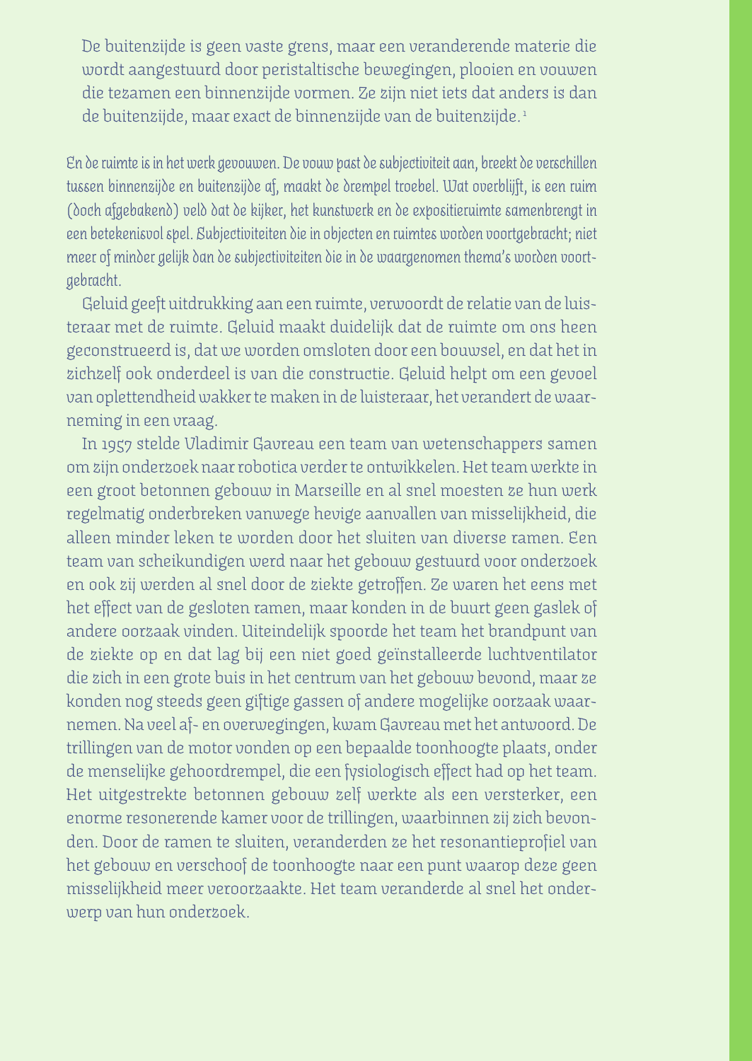> De buitenzijde is geen vaste grens, maar een veranderende materie die wordt aangestuurd door peristaltische bewegingen, plooien en vouwen die tezamen een binnenzijde vormen. Ze zijn niet iets dat anders is dan de buitenzijde, maar exact de binnenzijde van de buitenzijde.[1]

En de ruimte is in het werk gevouwen. De vouw past de subjectiviteit aan, breekt de verschillen tussen binnenzijde en buitenzijde af, maakt de drempel troebel. Wat overblijft, is een ruim (doch afgebakend) veld dat de kijker, het kunstwerk en de expositieruimte samenbrengt in een betekenisvol spel. Subjectiviteiten die in objecten en ruimtes worden voortgebracht; niet meer of minder gelijk dan de subjectiviteiten die in de waargenomen thema's worden voortgebracht.

Geluid geeft uitdrukking aan een ruimte, verwoordt de relatie van de luisteraar met de ruimte. Geluid maakt duidelijk dat de ruimte om ons heen geconstrueerd is, dat we worden omsloten door een bouwsel, en dat het in zichzelf ook onderdeel is van die constructie. Geluid helpt om een gevoel van oplettendheid wakker te maken in de luisteraar, het verandert de waarneming in een vraag.

In 1957 stelde Vladimir Gavreau een team van wetenschappers samen om zijn onderzoek naar robotica verder te ontwikkelen. Het team werkte in een groot betonnen gebouw in Marseille en al snel moesten ze hun werk regelmatig onderbreken vanwege hevige aanvallen van misselijkheid, die alleen minder leken te worden door het sluiten van diverse ramen. Een team van scheikundigen werd naar het gebouw gestuurd voor onderzoek en ook zij werden al snel door de ziekte getroffen. Ze waren het eens met het effect van de gesloten ramen, maar konden in de buurt geen gaslek of andere oorzaak vinden. Uiteindelijk spoorde het team het brandpunt van de ziekte op en dat lag bij een niet goed geïnstalleerde luchtventilator die zich in een grote buis in het centrum van het gebouw bevond, maar ze konden nog steeds geen giftige gassen of andere mogelijke oorzaak waarnemen. Na veel af- en overwegingen, kwam Gavreau met het antwoord. De trillingen van de motor vonden op een bepaalde toonhoogte plaats, onder de menselijke gehoordrempel, die een fysiologisch effect had op het team. Het uitgestrekte betonnen gebouw zelf werkte als een versterker, een enorme resonerende kamer voor de trillingen, waarbinnen zij zich bevonden. Door de ramen te sluiten, veranderden ze het resonantieprofiel van het gebouw en verschoof de toonhoogte naar een punt waarop deze geen misselijkheid meer veroorzaakte. Het team veranderde al snel het onderwerp van hun onderzoek.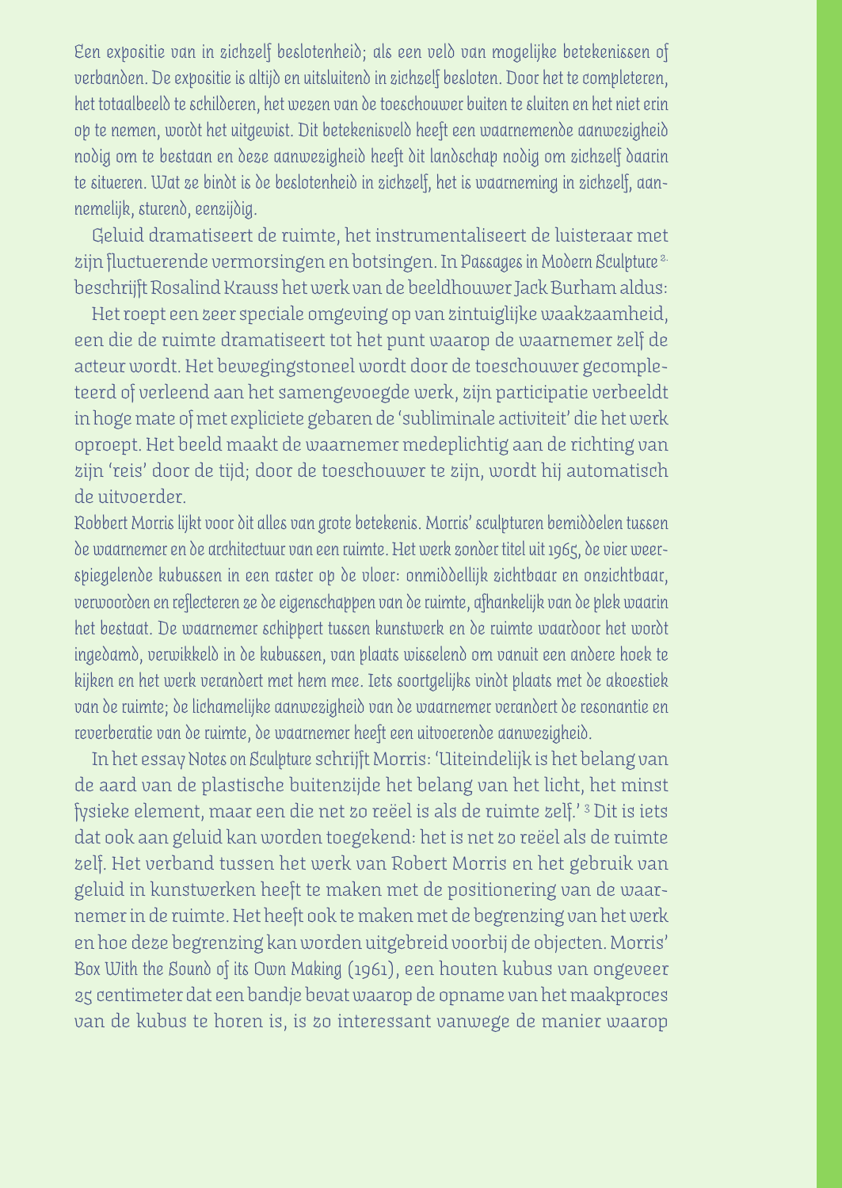Een expositie van in zichzelf beslotenheid; als een veld van mogelijke betekenissen of verbanden. De expositie is altijd en uitsluitend in zichzelf besloten. Door het te completeren, het totaalbeeld te schilderen, het wezen van de toeschouwer buiten te sluiten en het niet erin op te nemen, wordt het uitgewist. Dit betekenisveld heeft een waarnemende aanwezigheid nodig om te bestaan en deze aanwezigheid heeft dit landschap nodig om zichzelf daarin te situeren. Wat ze bindt is de beslotenheid in zichzelf, het is waarneming in zichzelf, aannemelijk, sturend, eenzijdig.

Geluid dramatiseert de ruimte, het instrumentaliseert de luisteraar met zijn fluctuerende vermorsingen en botsingen. In Passages in Modern Sculpture [2] beschrijft Rosalind Krauss het werk van de beeldhouwer Jack Burham aldus:

Het roept een zeer speciale omgeving op van zintuiglijke waakzaamheid, een die de ruimte dramatiseert tot het punt waarop de waarnemer zelf de acteur wordt. Het bewegingstoneel wordt door de toeschouwer gecompleteerd of verleend aan het samengevoegde werk, zijn participatie verbeeldt in hoge mate of met expliciete gebaren de 'subliminale activiteit' die het werk oproept. Het beeld maakt de waarnemer medeplichtig aan de richting van zijn 'reis' door de tijd; door de toeschouwer te zijn, wordt hij automatisch de uitvoerder.

Robbert Morris lijkt voor dit alles van grote betekenis. Morris' sculpturen bemiddelen tussen de waarnemer en de architectuur van een ruimte. Het werk zonder titel uit 1965, de vier weerspiegelende kubussen in een raster op de vloer: onmiddellijk zichtbaar en onzichtbaar, verwoorden en reflecteren ze de eigenschappen van de ruimte, afhankelijk van de plek waarin het bestaat. De waarnemer schippert tussen kunstwerk en de ruimte waardoor het wordt ingedamd, verwikkeld in de kubussen, van plaats wisselend om vanuit een andere hoek te kijken en het werk verandert met hem mee. Iets soortgelijks vindt plaats met de akoestiek van de ruimte; de lichamelijke aanwezigheid van de waarnemer verandert de resonantie en reverberatie van de ruimte, de waarnemer heeft een uitvoerende aanwezigheid.

In het essay Notes on Sculpture schrijft Morris: 'Uiteindelijk is het belang van de aard van de plastische buitenzijde het belang van het licht, het minst fysieke element, maar een die net zo reëel is als de ruimte zelf.' [3] Dit is iets dat ook aan geluid kan worden toegekend: het is net zo reëel als de ruimte zelf. Het verband tussen het werk van Robert Morris en het gebruik van geluid in kunstwerken heeft te maken met de positionering van de waarnemer in de ruimte. Het heeft ook te maken met de begrenzing van het werk en hoe deze begrenzing kan worden uitgebreid voorbij de objecten. Morris' Box With the Sound of its Own Making (1961), een houten kubus van ongeveer 25 centimeter dat een bandje bevat waarop de opname van het maakproces van de kubus te horen is, is zo interessant vanwege de manier waarop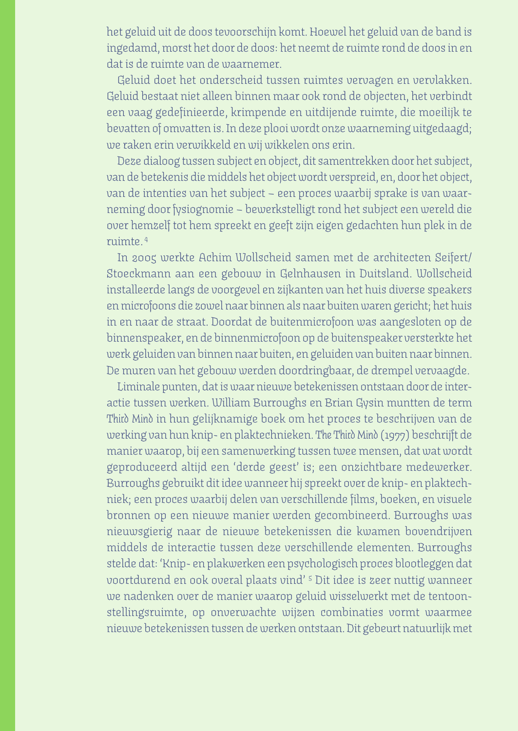het geluid uit de doos tevoorschijn komt. Hoewel het geluid van de band is ingedamd, morst het door de doos: het neemt de ruimte rond de doos in en dat is de ruimte van de waarnemer.

Geluid doet het onderscheid tussen ruimtes vervagen en vervlakken. Geluid bestaat niet alleen binnen maar ook rond de objecten, het verbindt een vaag gedefinieerde, krimpende en uitdijende ruimte, die moeilijk te bevatten of omvatten is. In deze plooi wordt onze waarneming uitgedaagd; we raken erin verwikkeld en wij wikkelen ons erin.

Deze dialoog tussen subject en object, dit samentrekken door het subject, van de betekenis die middels het object wordt verspreid, en, door het object, van de intenties van het subject – een proces waarbij sprake is van waarneming door fysiognomie – bewerkstelligt rond het subject een wereld die over hemzelf tot hem spreekt en geeft zijn eigen gedachten hun plek in de ruimte.[4]

In 2005 werkte Achim Wollscheid samen met de architecten Seifert/Stoeckmann aan een gebouw in Gelnhausen in Duitsland. Wollscheid installeerde langs de voorgevel en zijkanten van het huis diverse speakers en microfoons die zowel naar binnen als naar buiten waren gericht; het huis in en naar de straat. Doordat de buitenmicrofoon was aangesloten op de binnenspeaker, en de binnenmicrofoon op de buitenspeaker versterkte het werk geluiden van binnen naar buiten, en geluiden van buiten naar binnen. De muren van het gebouw werden doordringbaar, de drempel vervaagde.

Liminale punten, dat is waar nieuwe betekenissen ontstaan door de interactie tussen werken. William Burroughs en Brian Gysin muntten de term *Third Mind* in hun gelijknamige boek om het proces te beschrijven van de werking van hun knip- en plaktechnieken. *The Third Mind* (1977) beschrijft de manier waarop, bij een samenwerking tussen twee mensen, dat wat wordt geproduceerd altijd een 'derde geest' is; een onzichtbare medewerker. Burroughs gebruikt dit idee wanneer hij spreekt over de knip- en plaktechniek; een proces waarbij delen van verschillende films, boeken, en visuele bronnen op een nieuwe manier werden gecombineerd. Burroughs was nieuwsgierig naar de nieuwe betekenissen die kwamen bovendrijven middels de interactie tussen deze verschillende elementen. Burroughs stelde dat: 'Knip- en plakwerken een psychologisch proces blootleggen dat voortdurend en ook overal plaats vind'[5] Dit idee is zeer nuttig wanneer we nadenken over de manier waarop geluid wisselwerkt met de tentoonstellingsruimte, op onverwachte wijzen combinaties vormt waarmee nieuwe betekenissen tussen de werken ontstaan. Dit gebeurt natuurlijk met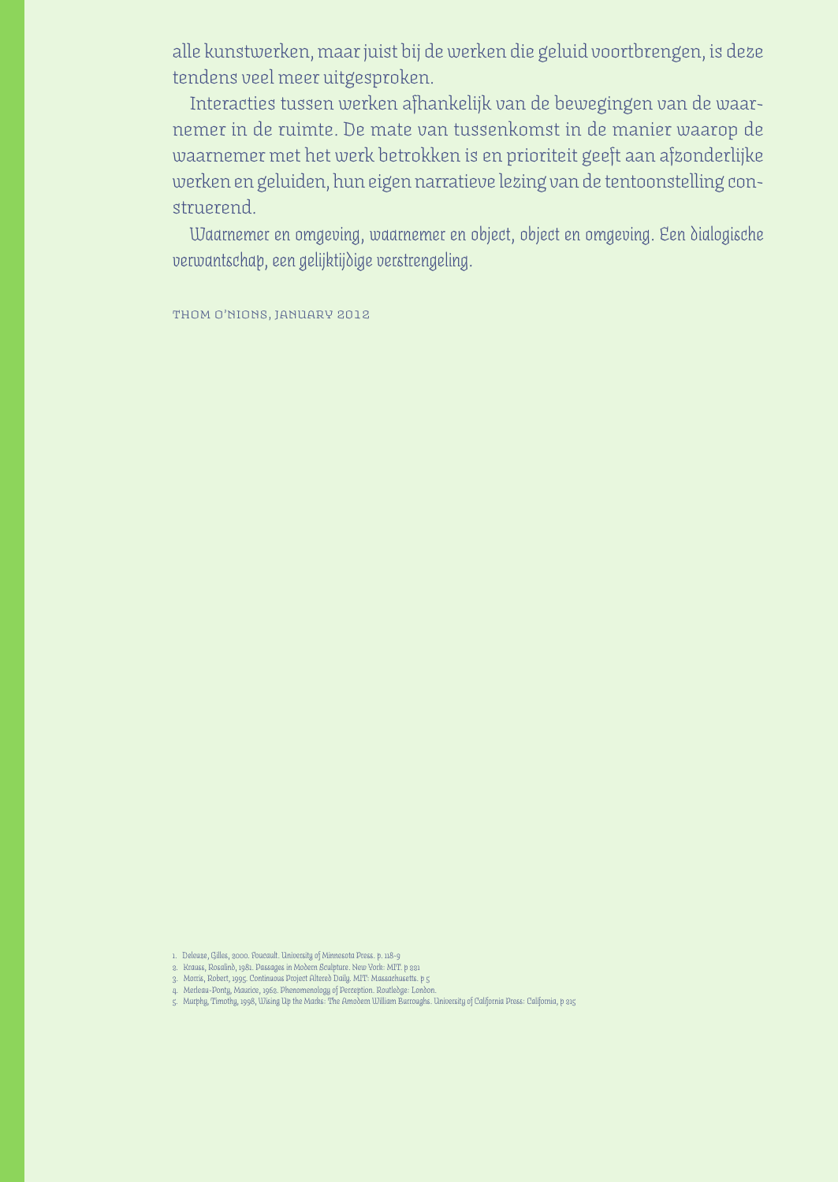alle kunstwerken, maar juist bij de werken die geluid voortbrengen, is deze tendens veel meer uitgesproken.

Interacties tussen werken afhankelijk van de bewegingen van de waarnemer in de ruimte. De mate van tussenkomst in de manier waarop de waarnemer met het werk betrokken is en prioriteit geeft aan afzonderlijke werken en geluiden, hun eigen narratieve lezing van de tentoonstelling construerend.

*Waarnemer en omgeving, waarnemer en object, object en omgeving. Een dialogische verwantschap, een gelijktijdige verstrengeling.*

THOM O'NIONS, JANUARY 2012

1. Deleuze, Gilles, 2000. Foucault. University of Minnesota Press. p. 118-9
2. Krauss, Rosalind, 1981. Passages in Modern Sculpture. New York: MIT. p 221
3. Morris, Robert, 1995. Continuous Project Altered Daily. MIT: Massachusetts. p 5
4. Merleau-Ponty, Maurice, 1962. Phenomenology of Perception. Routledge: London.
5. Murphy, Timothy, 1998, Wising Up the Marks: The Amodern William Burroughs. University of California Press: California, p 215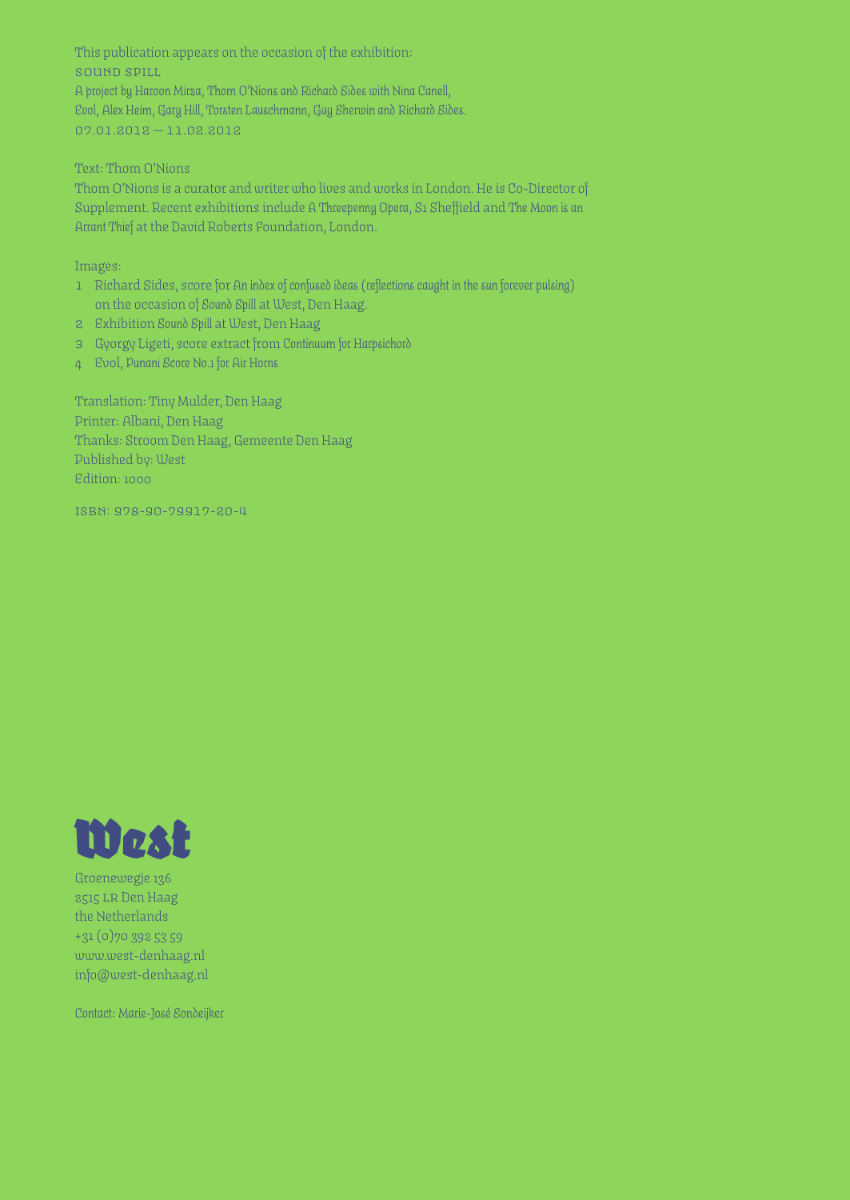This publication appears on the occasion of the exhibition:
SOUND SPILL
*A project by Haroon Mirza, Thom O'Nions and Richard Sides with Nina Canell, Evol, Alex Heim, Gary Hill, Torsten Lauschmann, Guy Sherwin and Richard Sides.*
07.01.2012 — 11.02.2012

Text: Thom O'Nions
Thom O'Nions is a curator and writer who lives and works in London. He is Co-Director of Supplement. Recent exhibitions include *A Threepenny Opera*, S1 Sheffield and *The Moon is an Arrant Thief* at the David Roberts Foundation, London.

Images:
1 Richard Sides, score for *An index of confused ideas (reflections caught in the sun forever pulsing)* on the occasion of *Sound Spill* at West, Den Haag.
2 Exhibition *Sound Spill* at West, Den Haag
3 Gyorgy Ligeti, score extract from *Continuum for Harpsichord*
4 Evol, *Punani Score No.1 for Air Horns*

Translation: Tiny Mulder, Den Haag
Printer: Albani, Den Haag
Thanks: Stroom Den Haag, Gemeente Den Haag
Published by: West
Edition: 1000

ISBN: 978-90-79917-20-4

West

Groenewegje 136
2515 LR Den Haag
the Netherlands
+31 (0)70 392 53 59
www.west-denhaag.nl
info@west-denhaag.nl

Contact: Marie-José Sondeijker